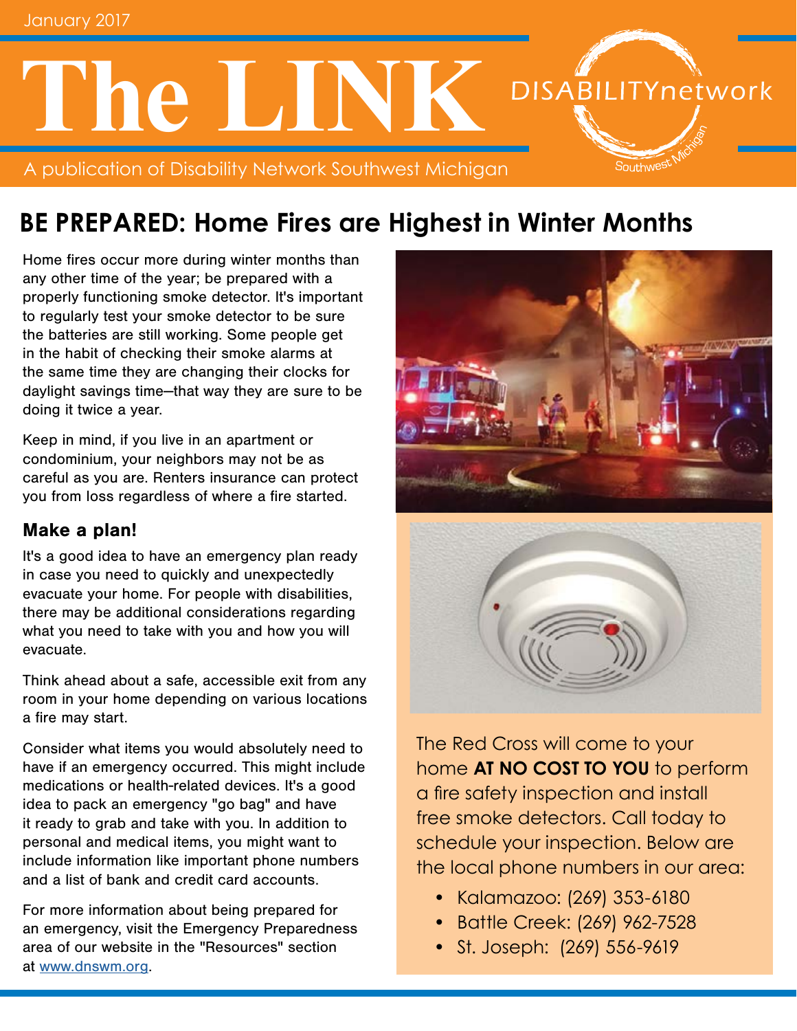January 2017

# The LINK

A publication of Disability Network Southwest Michigan

DISABILITYnetwork Southwest Michigan

## BE PREPARED: Home Fires are Highest in Winter Months

Home fires occur more during winter months than any other time of the year; be prepared with a properly functioning smoke detector. It's important to regularly test your smoke detector to be sure the batteries are still working. Some people get in the habit of checking their smoke alarms at the same time they are changing their clocks for daylight savings time—that way they are sure to be doing it twice a year.

Keep in mind, if you live in an apartment or condominium, your neighbors may not be as careful as you are. Renters insurance can protect you from loss regardless of where a fire started.

### Make a plan!

It's a good idea to have an emergency plan ready in case you need to quickly and unexpectedly evacuate your home. For people with disabilities, there may be additional considerations regarding what you need to take with you and how you will evacuate.

Think ahead about a safe, accessible exit from any room in your home depending on various locations a fire may start.

Consider what items you would absolutely need to have if an emergency occurred. This might include medications or health-related devices. It's a good idea to pack an emergency "go bag" and have it ready to grab and take with you. In addition to personal and medical items, you might want to include information like important phone numbers and a list of bank and credit card accounts.

For more information about being prepared for an emergency, visit the Emergency Preparedness area of our website in the "Resources" section at www.dnswm.org.

The Red Cross will come to your home **AT NO COST TO YOU** to perform a fire safety inspection and install free smoke detectors. Call today to schedule your inspection. Below are the local phone numbers in our area:

- Kalamazoo: (269) 353-6180
- Battle Creek: (269) 962-7528
- St. Joseph: (269) 556-9619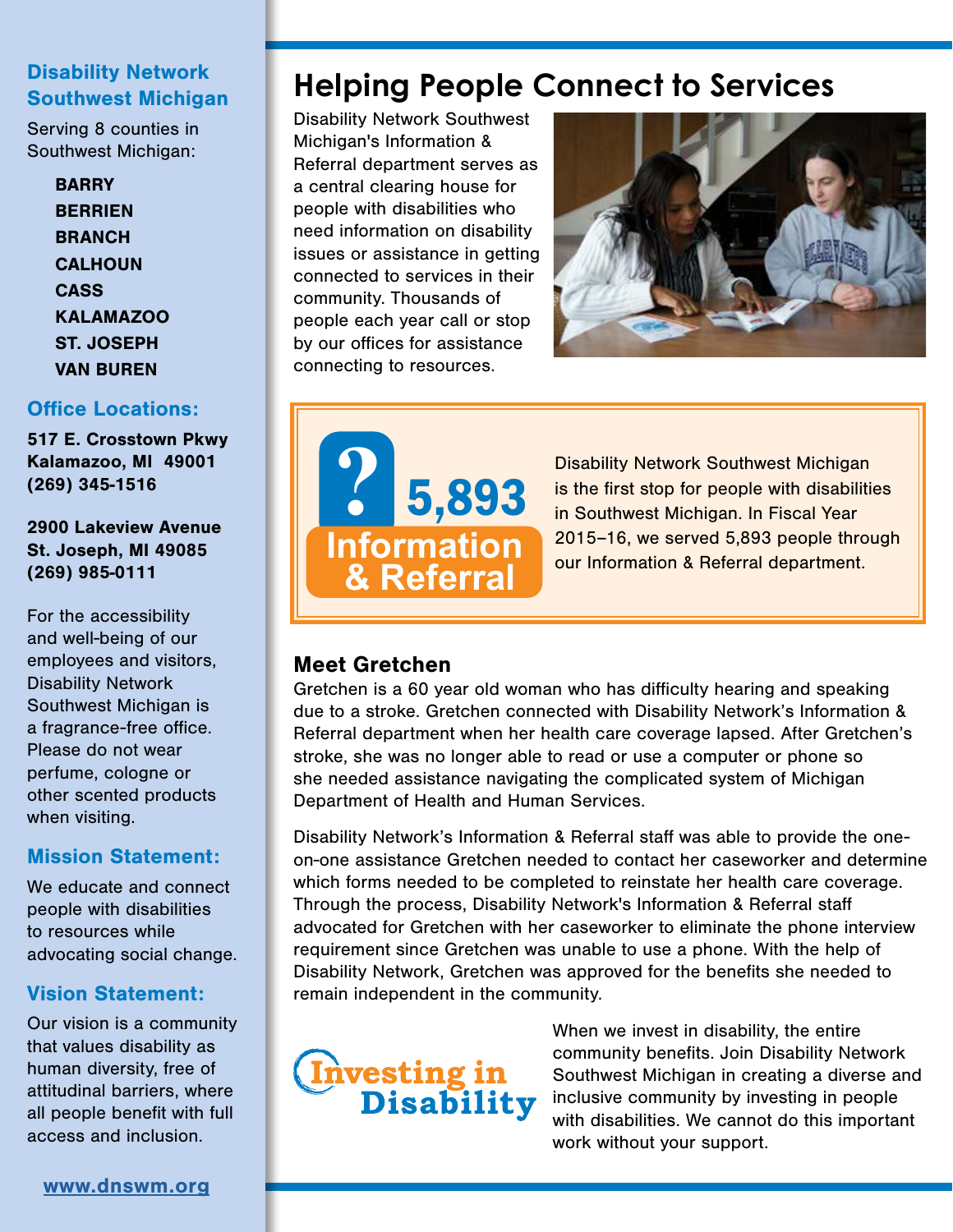## Disability Network Southwest Michigan

Serving 8 counties in Southwest Michigan:

- **BARRY**
- **BERRIEN**
- **BRANCH**
- **CALHOUN**
- **CASS**
- **KALAMAZOO**
- **ST. JOSEPH**
- **VAN BUREN**

### Office Locations:

**517 E. Crosstown Pkwy**
**Kalamazoo, MI 49001**
**(269) 345-1516**

**2900 Lakeview Avenue**
**St. Joseph, MI 49085**
**(269) 985-0111**

For the accessibility and well-being of our employees and visitors, Disability Network Southwest Michigan is a fragrance-free office. Please do not wear perfume, cologne or other scented products when visiting.

### Mission Statement:

We educate and connect people with disabilities to resources while advocating social change.

### Vision Statement:

Our vision is a community that values disability as human diversity, free of attitudinal barriers, where all people benefit with full access and inclusion.

www.dnswm.org

# Helping People Connect to Services

Disability Network Southwest Michigan's Information & Referral department serves as a central clearing house for people with disabilities who need information on disability issues or assistance in getting connected to services in their community. Thousands of people each year call or stop by our offices for assistance connecting to resources.

**? 5,893 Information & Referral**

Disability Network Southwest Michigan is the first stop for people with disabilities in Southwest Michigan. In Fiscal Year 2015–16, we served 5,893 people through our Information & Referral department.

### Meet Gretchen

Gretchen is a 60 year old woman who has difficulty hearing and speaking due to a stroke. Gretchen connected with Disability Network's Information & Referral department when her health care coverage lapsed. After Gretchen's stroke, she was no longer able to read or use a computer or phone so she needed assistance navigating the complicated system of Michigan Department of Health and Human Services.

Disability Network's Information & Referral staff was able to provide the one-on-one assistance Gretchen needed to contact her caseworker and determine which forms needed to be completed to reinstate her health care coverage. Through the process, Disability Network's Information & Referral staff advocated for Gretchen with her caseworker to eliminate the phone interview requirement since Gretchen was unable to use a phone. With the help of Disability Network, Gretchen was approved for the benefits she needed to remain independent in the community.

**Investing in Disability**

When we invest in disability, the entire community benefits. Join Disability Network Southwest Michigan in creating a diverse and inclusive community by investing in people with disabilities. We cannot do this important work without your support.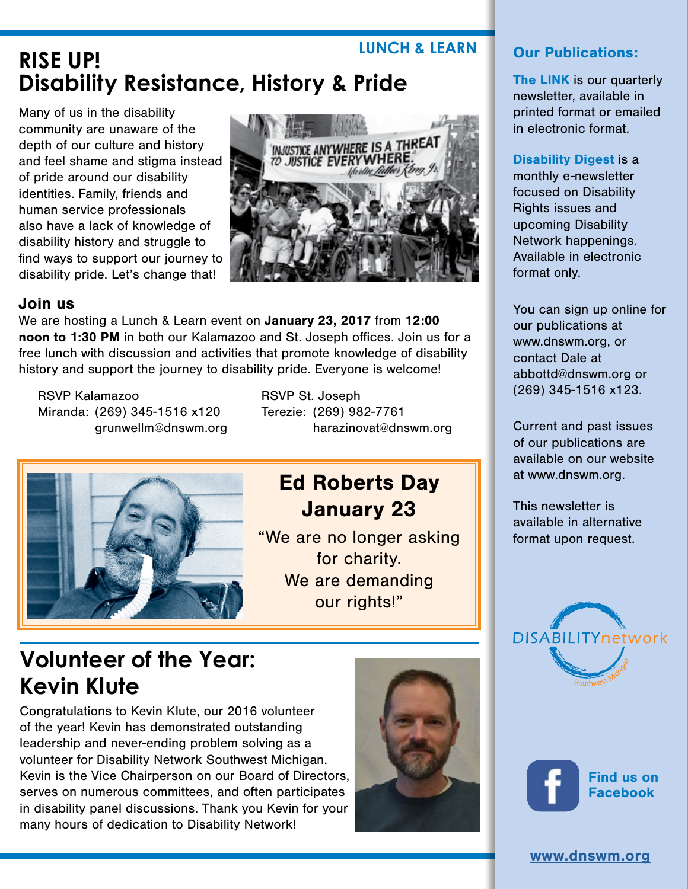LUNCH & LEARN

# RISE UP! Disability Resistance, History & Pride

Many of us in the disability community are unaware of the depth of our culture and history and feel shame and stigma instead of pride around our disability identities. Family, friends and human service professionals also have a lack of knowledge of disability history and struggle to find ways to support our journey to disability pride. Let's change that!

## Join us

We are hosting a Lunch & Learn event on **January 23, 2017** from **12:00 noon to 1:30 PM** in both our Kalamazoo and St. Joseph offices. Join us for a free lunch with discussion and activities that promote knowledge of disability history and support the journey to disability pride. Everyone is welcome!

RSVP Kalamazoo
Miranda: (269) 345-1516 x120
grunwellm@dnswm.org

RSVP St. Joseph
Terezie: (269) 982-7761
harazinovat@dnswm.org

## Ed Roberts Day January 23

"We are no longer asking for charity. We are demanding our rights!"

# Volunteer of the Year: Kevin Klute

Congratulations to Kevin Klute, our 2016 volunteer of the year! Kevin has demonstrated outstanding leadership and never-ending problem solving as a volunteer for Disability Network Southwest Michigan. Kevin is the Vice Chairperson on our Board of Directors, serves on numerous committees, and often participates in disability panel discussions. Thank you Kevin for your many hours of dedication to Disability Network!

## Our Publications:

**The LINK** is our quarterly newsletter, available in printed format or emailed in electronic format.

**Disability Digest** is a monthly e-newsletter focused on Disability Rights issues and upcoming Disability Network happenings. Available in electronic format only.

You can sign up online for our publications at www.dnswm.org, or contact Dale at abbottd@dnswm.org or (269) 345-1516 x123.

Current and past issues of our publications are available on our website at www.dnswm.org.

This newsletter is available in alternative format upon request.

DISABILITYnetwork Southwest Michigan

Find us on Facebook

www.dnswm.org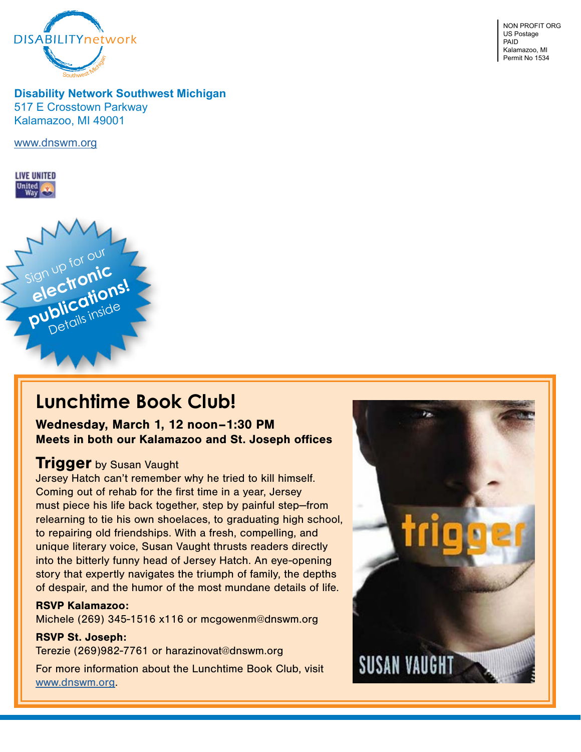DISABILITYnetwork Southwest Michigan

**Disability Network Southwest Michigan**
517 E Crosstown Parkway
Kalamazoo, MI 49001

www.dnswm.org

NON PROFIT ORG
US Postage
PAID
Kalamazoo, MI
Permit No 1534

LIVE UNITED
United Way

Sign up for our **electronic publications!** Details inside

# Lunchtime Book Club!

**Wednesday, March 1, 12 noon–1:30 PM**
**Meets in both our Kalamazoo and St. Joseph offices**

## Trigger by Susan Vaught

Jersey Hatch can't remember why he tried to kill himself. Coming out of rehab for the first time in a year, Jersey must piece his life back together, step by painful step—from relearning to tie his own shoelaces, to graduating high school, to repairing old friendships. With a fresh, compelling, and unique literary voice, Susan Vaught thrusts readers directly into the bitterly funny head of Jersey Hatch. An eye-opening story that expertly navigates the triumph of family, the depths of despair, and the humor of the most mundane details of life.

**RSVP Kalamazoo:**
Michele (269) 345-1516 x116 or mcgowenm@dnswm.org

**RSVP St. Joseph:**
Terezie (269)982-7761 or harazinovat@dnswm.org

For more information about the Lunchtime Book Club, visit www.dnswm.org.